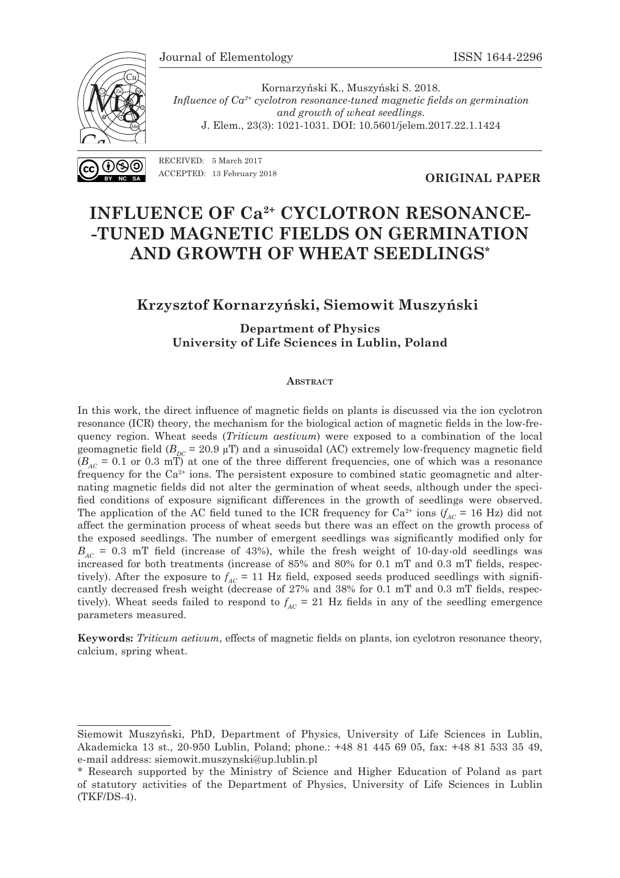Kornarzyński K., Muszyński S. 2018.
*Influence of $Ca^{2+}$ cyclotron resonance-tuned magnetic fields on germination and growth of wheat seedlings.*
J. Elem., 23(3): 1021-1031. DOI: 10.5601/jelem.2017.22.1.1424

RECEIVED: 5 March 2017
ACCEPTED: 13 February 2018

**ORIGINAL PAPER**

# INFLUENCE OF $Ca^{2+}$ CYCLOTRON RESONANCE-TUNED MAGNETIC FIELDS ON GERMINATION AND GROWTH OF WHEAT SEEDLINGS*

## Krzysztof Kornarzyński, Siemowit Muszyński

**Department of Physics**
**University of Life Sciences in Lublin, Poland**

### Abstract

In this work, the direct influence of magnetic fields on plants is discussed via the ion cyclotron resonance (ICR) theory, the mechanism for the biological action of magnetic fields in the low-frequency region. Wheat seeds (*Triticum aestivum*) were exposed to a combination of the local geomagnetic field ($B_{DC}$ = 20.9 μT) and a sinusoidal (AC) extremely low-frequency magnetic field ($B_{AC}$ = 0.1 or 0.3 mT) at one of the three different frequencies, one of which was a resonance frequency for the $Ca^{2+}$ ions. The persistent exposure to combined static geomagnetic and alternating magnetic fields did not alter the germination of wheat seeds, although under the specified conditions of exposure significant differences in the growth of seedlings were observed. The application of the AC field tuned to the ICR frequency for $Ca^{2+}$ ions ($f_{AC}$ = 16 Hz) did not affect the germination process of wheat seeds but there was an effect on the growth process of the exposed seedlings. The number of emergent seedlings was significantly modified only for $B_{AC}$ = 0.3 mT field (increase of 43%), while the fresh weight of 10-day-old seedlings was increased for both treatments (increase of 85% and 80% for 0.1 mT and 0.3 mT fields, respectively). After the exposure to $f_{AC}$ = 11 Hz field, exposed seeds produced seedlings with significantly decreased fresh weight (decrease of 27% and 38% for 0.1 mT and 0.3 mT fields, respectively). Wheat seeds failed to respond to $f_{AC}$ = 21 Hz fields in any of the seedling emergence parameters measured.

**Keywords:** *Triticum aetivum*, effects of magnetic fields on plants, ion cyclotron resonance theory, calcium, spring wheat.

---

Siemowit Muszyński, PhD, Department of Physics, University of Life Sciences in Lublin, Akademicka 13 st., 20-950 Lublin, Poland; phone.: +48 81 445 69 05, fax: +48 81 533 35 49, e-mail address: siemowit.muszynski@up.lublin.pl

\* Research supported by the Ministry of Science and Higher Education of Poland as part of statutory activities of the Department of Physics, University of Life Sciences in Lublin (TKF/DS-4).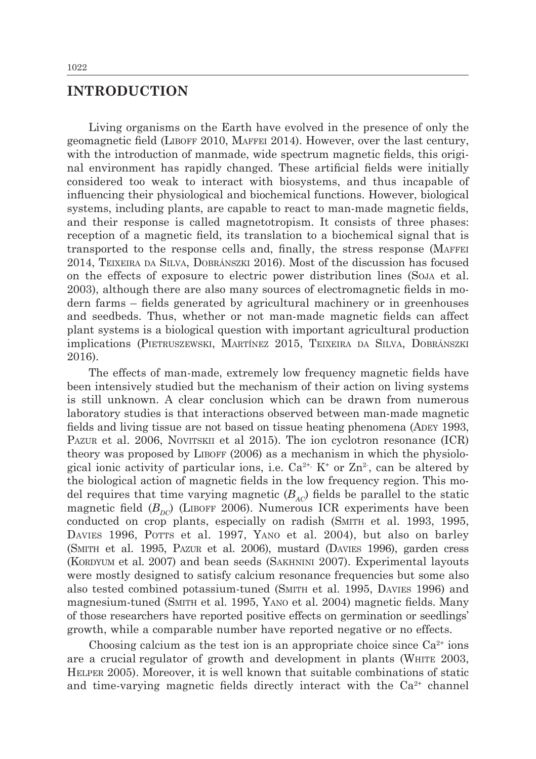# INTRODUCTION

Living organisms on the Earth have evolved in the presence of only the geomagnetic field (Liboff 2010, Maffei 2014). However, over the last century, with the introduction of manmade, wide spectrum magnetic fields, this original environment has rapidly changed. These artificial fields were initially considered too weak to interact with biosystems, and thus incapable of influencing their physiological and biochemical functions. However, biological systems, including plants, are capable to react to man-made magnetic fields, and their response is called magnetotropism. It consists of three phases: reception of a magnetic field, its translation to a biochemical signal that is transported to the response cells and, finally, the stress response (Maffei 2014, Teixeira da Silva, Dobránszki 2016). Most of the discussion has focused on the effects of exposure to electric power distribution lines (Soja et al. 2003), although there are also many sources of electromagnetic fields in modern farms – fields generated by agricultural machinery or in greenhouses and seedbeds. Thus, whether or not man-made magnetic fields can affect plant systems is a biological question with important agricultural production implications (Pietruszewski, Martínez 2015, Teixeira da Silva, Dobránszki 2016).

The effects of man-made, extremely low frequency magnetic fields have been intensively studied but the mechanism of their action on living systems is still unknown. A clear conclusion which can be drawn from numerous laboratory studies is that interactions observed between man-made magnetic fields and living tissue are not based on tissue heating phenomena (Adey 1993, Pazur et al. 2006, Novitskii et al 2015). The ion cyclotron resonance (ICR) theory was proposed by Liboff (2006) as a mechanism in which the physiological ionic activity of particular ions, i.e. $Ca^{2+,}$ $K^{+}$ or $Zn^{2-}$, can be altered by the biological action of magnetic fields in the low frequency region. This model requires that time varying magnetic ($B_{AC}$) fields be parallel to the static magnetic field ($B_{DC}$) (Liboff 2006). Numerous ICR experiments have been conducted on crop plants, especially on radish (Smith et al. 1993, 1995, Davies 1996, Potts et al. 1997, Yano et al. 2004), but also on barley (Smith et al. 1995, Pazur et al. 2006), mustard (Davies 1996), garden cress (Kordyum et al. 2007) and bean seeds (Sakhnini 2007). Experimental layouts were mostly designed to satisfy calcium resonance frequencies but some also also tested combined potassium-tuned (Smith et al. 1995, Davies 1996) and magnesium-tuned (Smith et al. 1995, Yano et al. 2004) magnetic fields. Many of those researchers have reported positive effects on germination or seedlings' growth, while a comparable number have reported negative or no effects.

Choosing calcium as the test ion is an appropriate choice since $Ca^{2+}$ ions are a crucial regulator of growth and development in plants (White 2003, Helper 2005). Moreover, it is well known that suitable combinations of static and time-varying magnetic fields directly interact with the $Ca^{2+}$ channel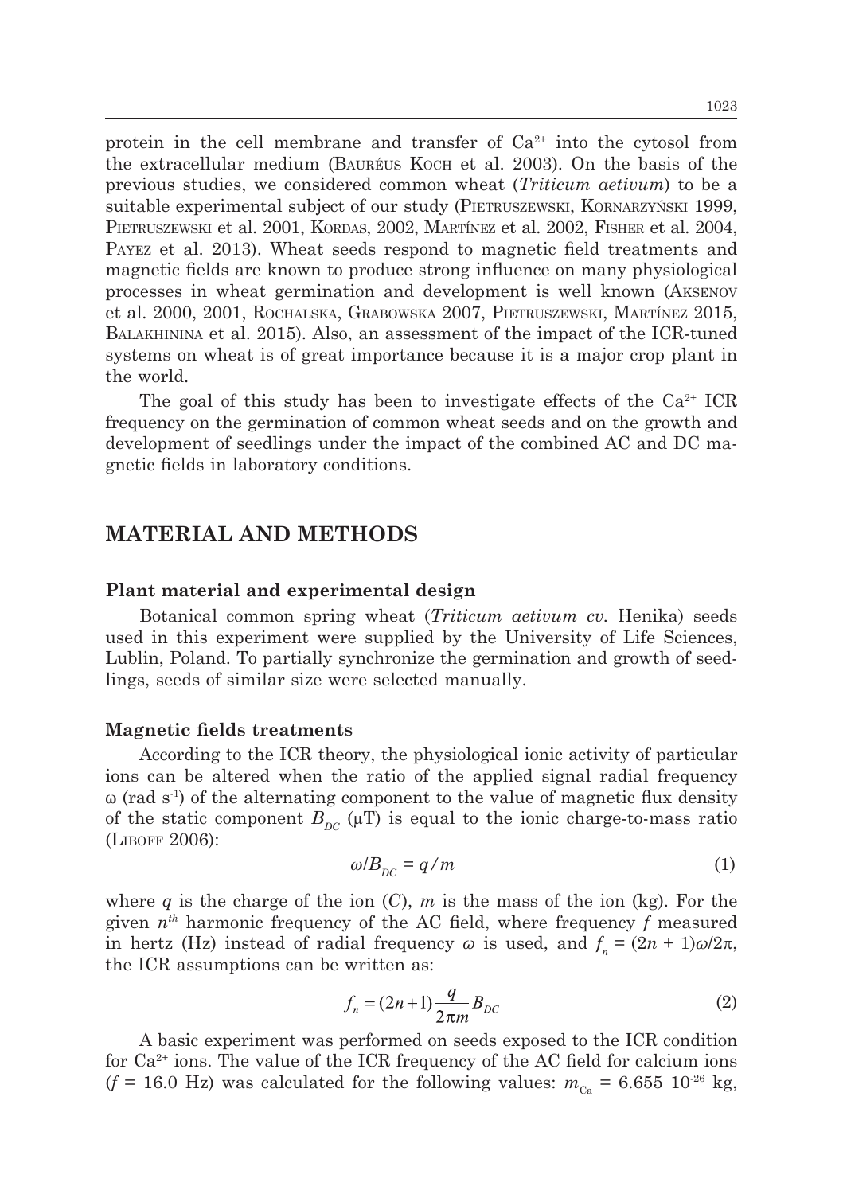protein in the cell membrane and transfer of $Ca^{2+}$ into the cytosol from the extracellular medium (Bauréus Koch et al. 2003). On the basis of the previous studies, we considered common wheat (*Triticum aetivum*) to be a suitable experimental subject of our study (Pietruszewski, Kornarzyński 1999, Pietruszewski et al. 2001, Kordas, 2002, Martínez et al. 2002, Fisher et al. 2004, Payez et al. 2013). Wheat seeds respond to magnetic field treatments and magnetic fields are known to produce strong influence on many physiological processes in wheat germination and development is well known (Aksenov et al. 2000, 2001, Rochalska, Grabowska 2007, Pietruszewski, Martínez 2015, Balakhinina et al. 2015). Also, an assessment of the impact of the ICR-tuned systems on wheat is of great importance because it is a major crop plant in the world.

The goal of this study has been to investigate effects of the $Ca^{2+}$ ICR frequency on the germination of common wheat seeds and on the growth and development of seedlings under the impact of the combined AC and DC magnetic fields in laboratory conditions.

## MATERIAL AND METHODS

### Plant material and experimental design

Botanical common spring wheat (*Triticum aetivum cv.* Henika) seeds used in this experiment were supplied by the University of Life Sciences, Lublin, Poland. To partially synchronize the germination and growth of seedlings, seeds of similar size were selected manually.

### Magnetic fields treatments

According to the ICR theory, the physiological ionic activity of particular ions can be altered when the ratio of the applied signal radial frequency ω (rad $s^{-1}$) of the alternating component to the value of magnetic flux density of the static component $B_{DC}$ (μT) is equal to the ionic charge-to-mass ratio (Liboff 2006):

$$\omega / B_{DC} = q/m \tag{1}$$

where $q$ is the charge of the ion ($C$), $m$ is the mass of the ion (kg). For the given $n^{th}$ harmonic frequency of the AC field, where frequency $f$ measured in hertz (Hz) instead of radial frequency $\omega$ is used, and $f_n = (2n + 1)\omega/2\pi$, the ICR assumptions can be written as:

$$f_n = (2n+1)\frac{q}{2\pi m}B_{DC} \tag{2}$$

A basic experiment was performed on seeds exposed to the ICR condition for $Ca^{2+}$ ions. The value of the ICR frequency of the AC field for calcium ions ($f$ = 16.0 Hz) was calculated for the following values: $m_{Ca}$ = 6.655 $10^{-26}$ kg,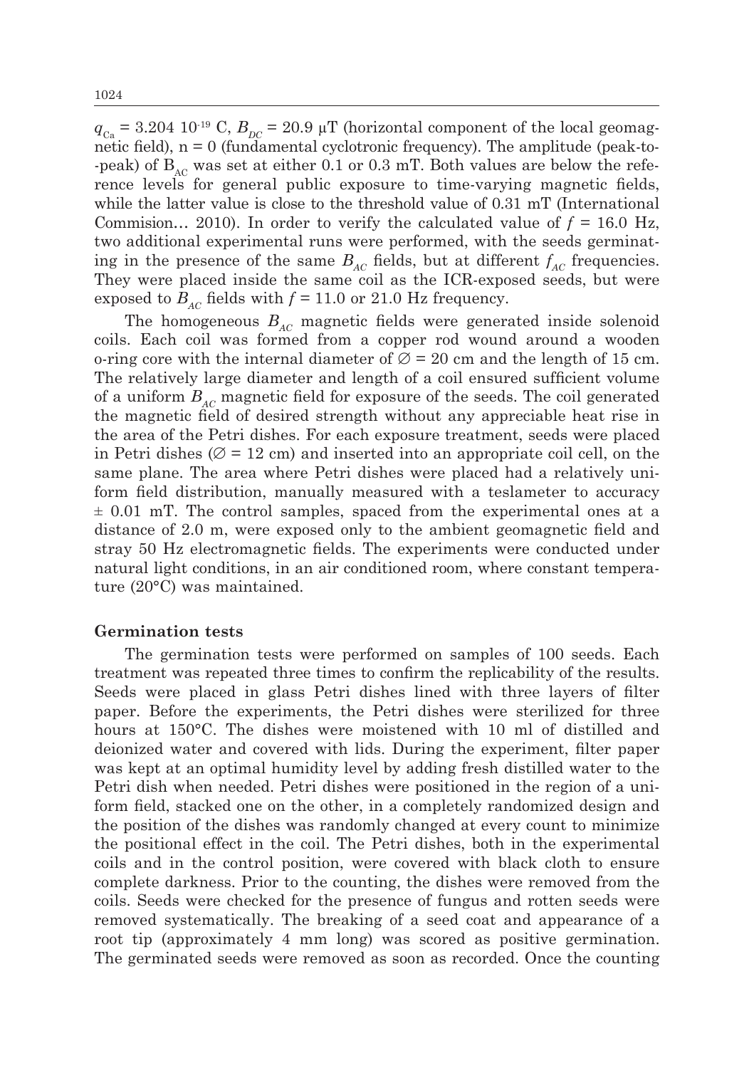$q_{Ca} = 3.204\ 10^{-19}$ C, $B_{DC} = 20.9$ μT (horizontal component of the local geomagnetic field), n = 0 (fundamental cyclotronic frequency). The amplitude (peak-to--peak) of $B_{AC}$ was set at either 0.1 or 0.3 mT. Both values are below the reference levels for general public exposure to time-varying magnetic fields, while the latter value is close to the threshold value of 0.31 mT (International Commision… 2010). In order to verify the calculated value of $f = 16.0$ Hz, two additional experimental runs were performed, with the seeds germinating in the presence of the same $B_{AC}$ fields, but at different $f_{AC}$ frequencies. They were placed inside the same coil as the ICR-exposed seeds, but were exposed to $B_{AC}$ fields with $f = 11.0$ or 21.0 Hz frequency.

The homogeneous $B_{AC}$ magnetic fields were generated inside solenoid coils. Each coil was formed from a copper rod wound around a wooden o-ring core with the internal diameter of ∅ = 20 cm and the length of 15 cm. The relatively large diameter and length of a coil ensured sufficient volume of a uniform $B_{AC}$ magnetic field for exposure of the seeds. The coil generated the magnetic field of desired strength without any appreciable heat rise in the area of the Petri dishes. For each exposure treatment, seeds were placed in Petri dishes (∅ = 12 cm) and inserted into an appropriate coil cell, on the same plane. The area where Petri dishes were placed had a relatively uniform field distribution, manually measured with a teslameter to accuracy ± 0.01 mT. The control samples, spaced from the experimental ones at a distance of 2.0 m, were exposed only to the ambient geomagnetic field and stray 50 Hz electromagnetic fields. The experiments were conducted under natural light conditions, in an air conditioned room, where constant temperature (20°C) was maintained.

**Germination tests**

The germination tests were performed on samples of 100 seeds. Each treatment was repeated three times to confirm the replicability of the results. Seeds were placed in glass Petri dishes lined with three layers of filter paper. Before the experiments, the Petri dishes were sterilized for three hours at 150°C. The dishes were moistened with 10 ml of distilled and deionized water and covered with lids. During the experiment, filter paper was kept at an optimal humidity level by adding fresh distilled water to the Petri dish when needed. Petri dishes were positioned in the region of a uniform field, stacked one on the other, in a completely randomized design and the position of the dishes was randomly changed at every count to minimize the positional effect in the coil. The Petri dishes, both in the experimental coils and in the control position, were covered with black cloth to ensure complete darkness. Prior to the counting, the dishes were removed from the coils. Seeds were checked for the presence of fungus and rotten seeds were removed systematically. The breaking of a seed coat and appearance of a root tip (approximately 4 mm long) was scored as positive germination. The germinated seeds were removed as soon as recorded. Once the counting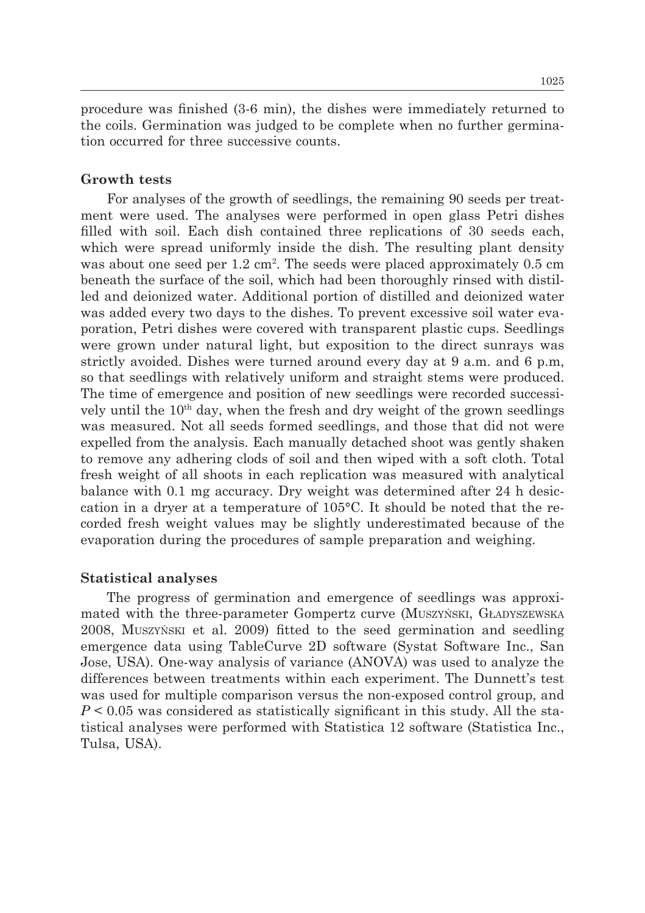procedure was finished (3-6 min), the dishes were immediately returned to the coils. Germination was judged to be complete when no further germination occurred for three successive counts.

### Growth tests

For analyses of the growth of seedlings, the remaining 90 seeds per treatment were used. The analyses were performed in open glass Petri dishes filled with soil. Each dish contained three replications of 30 seeds each, which were spread uniformly inside the dish. The resulting plant density was about one seed per 1.2 $cm^2$. The seeds were placed approximately 0.5 cm beneath the surface of the soil, which had been thoroughly rinsed with distilled and deionized water. Additional portion of distilled and deionized water was added every two days to the dishes. To prevent excessive soil water evaporation, Petri dishes were covered with transparent plastic cups. Seedlings were grown under natural light, but exposition to the direct sunrays was strictly avoided. Dishes were turned around every day at 9 a.m. and 6 p.m, so that seedlings with relatively uniform and straight stems were produced. The time of emergence and position of new seedlings were recorded successively until the $10^{th}$ day, when the fresh and dry weight of the grown seedlings was measured. Not all seeds formed seedlings, and those that did not were expelled from the analysis. Each manually detached shoot was gently shaken to remove any adhering clods of soil and then wiped with a soft cloth. Total fresh weight of all shoots in each replication was measured with analytical balance with 0.1 mg accuracy. Dry weight was determined after 24 h desiccation in a dryer at a temperature of 105°C. It should be noted that the recorded fresh weight values may be slightly underestimated because of the evaporation during the procedures of sample preparation and weighing.

### Statistical analyses

The progress of germination and emergence of seedlings was approximated with the three-parameter Gompertz curve (Muszyński, Gładyszewska 2008, Muszyński et al. 2009) fitted to the seed germination and seedling emergence data using TableCurve 2D software (Systat Software Inc., San Jose, USA). One-way analysis of variance (ANOVA) was used to analyze the differences between treatments within each experiment. The Dunnett's test was used for multiple comparison versus the non-exposed control group, and $P < 0.05$ was considered as statistically significant in this study. All the statistical analyses were performed with Statistica 12 software (Statistica Inc., Tulsa, USA).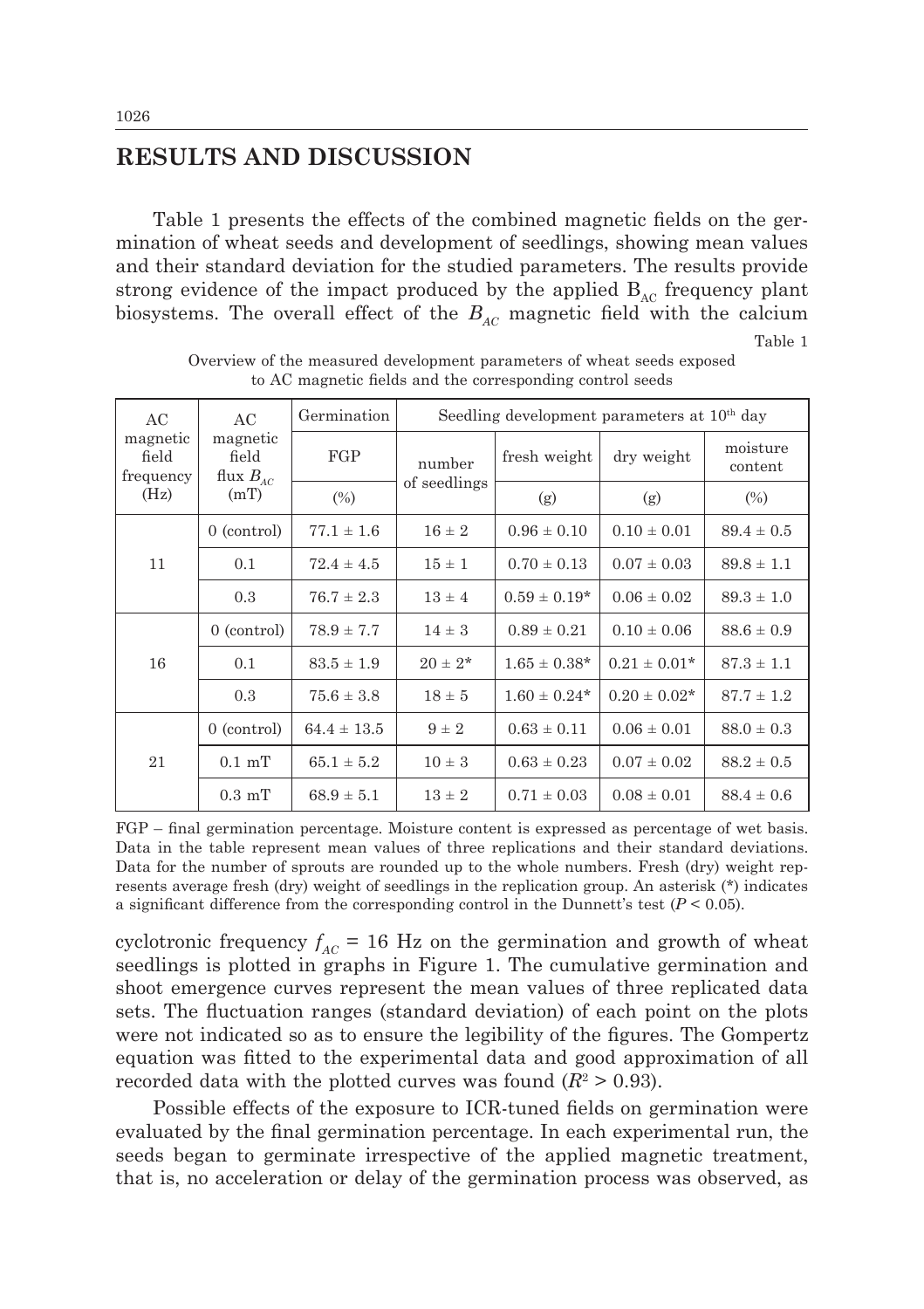## RESULTS AND DISCUSSION

Table 1 presents the effects of the combined magnetic fields on the germination of wheat seeds and development of seedlings, showing mean values and their standard deviation for the studied parameters. The results provide strong evidence of the impact produced by the applied $B_{AC}$ frequency plant biosystems. The overall effect of the $B_{AC}$ magnetic field with the calcium cyclotronic frequency $f_{AC}$ = 16 Hz on the germination and growth of wheat seedlings is plotted in graphs in Figure 1. The cumulative germination and shoot emergence curves represent the mean values of three replicated data sets. The fluctuation ranges (standard deviation) of each point on the plots were not indicated so as to ensure the legibility of the figures. The Gompertz equation was fitted to the experimental data and good approximation of all recorded data with the plotted curves was found ($R^2 > 0.93$).

Table 1

Overview of the measured development parameters of wheat seeds exposed to AC magnetic fields and the corresponding control seeds

| AC magnetic field frequency (Hz) | AC magnetic field flux $B_{AC}$ (mT) | Germination | Seedling development parameters at 10th day | | | |
|---|---|---|---|---|---|---|
| | | FGP (%) | number of seedlings | fresh weight (g) | dry weight (g) | moisture content (%) |
| 11 | 0 (control) | 77.1 ± 1.6 | 16 ± 2 | 0.96 ± 0.10 | 0.10 ± 0.01 | 89.4 ± 0.5 |
| | 0.1 | 72.4 ± 4.5 | 15 ± 1 | 0.70 ± 0.13 | 0.07 ± 0.03 | 89.8 ± 1.1 |
| | 0.3 | 76.7 ± 2.3 | 13 ± 4 | 0.59 ± 0.19* | 0.06 ± 0.02 | 89.3 ± 1.0 |
| 16 | 0 (control) | 78.9 ± 7.7 | 14 ± 3 | 0.89 ± 0.21 | 0.10 ± 0.06 | 88.6 ± 0.9 |
| | 0.1 | 83.5 ± 1.9 | 20 ± 2* | 1.65 ± 0.38* | 0.21 ± 0.01* | 87.3 ± 1.1 |
| | 0.3 | 75.6 ± 3.8 | 18 ± 5 | 1.60 ± 0.24* | 0.20 ± 0.02* | 87.7 ± 1.2 |
| 21 | 0 (control) | 64.4 ± 13.5 | 9 ± 2 | 0.63 ± 0.11 | 0.06 ± 0.01 | 88.0 ± 0.3 |
| | 0.1 mT | 65.1 ± 5.2 | 10 ± 3 | 0.63 ± 0.23 | 0.07 ± 0.02 | 88.2 ± 0.5 |
| | 0.3 mT | 68.9 ± 5.1 | 13 ± 2 | 0.71 ± 0.03 | 0.08 ± 0.01 | 88.4 ± 0.6 |

FGP – final germination percentage. Moisture content is expressed as percentage of wet basis. Data in the table represent mean values of three replications and their standard deviations. Data for the number of sprouts are rounded up to the whole numbers. Fresh (dry) weight represents average fresh (dry) weight of seedlings in the replication group. An asterisk (*) indicates a significant difference from the corresponding control in the Dunnett's test ($P < 0.05$).

Possible effects of the exposure to ICR-tuned fields on germination were evaluated by the final germination percentage. In each experimental run, the seeds began to germinate irrespective of the applied magnetic treatment, that is, no acceleration or delay of the germination process was observed, as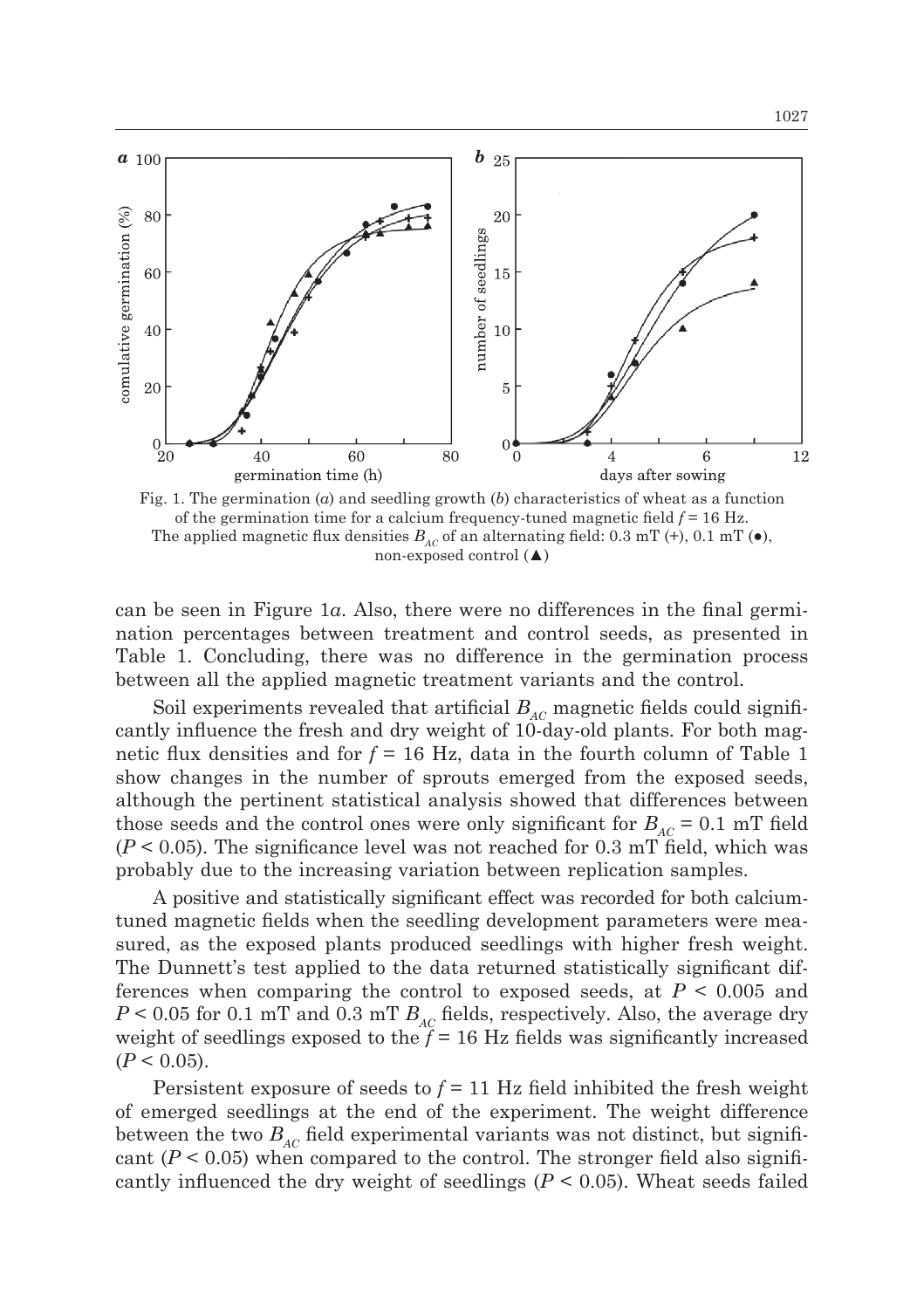Fig. 1. The germination (*a*) and seedling growth (*b*) characteristics of wheat as a function of the germination time for a calcium frequency-tuned magnetic field $f = 16$ Hz. The applied magnetic flux densities $B_{AC}$ of an alternating field: 0.3 mT (+), 0.1 mT (●), non-exposed control (▲)

can be seen in Figure 1*a*. Also, there were no differences in the final germination percentages between treatment and control seeds, as presented in Table 1. Concluding, there was no difference in the germination process between all the applied magnetic treatment variants and the control.

Soil experiments revealed that artificial $B_{AC}$ magnetic fields could significantly influence the fresh and dry weight of 10-day-old plants. For both magnetic flux densities and for $f = 16$ Hz, data in the fourth column of Table 1 show changes in the number of sprouts emerged from the exposed seeds, although the pertinent statistical analysis showed that differences between those seeds and the control ones were only significant for $B_{AC} = 0.1$ mT field ($P < 0.05$). The significance level was not reached for 0.3 mT field, which was probably due to the increasing variation between replication samples.

A positive and statistically significant effect was recorded for both calcium-tuned magnetic fields when the seedling development parameters were measured, as the exposed plants produced seedlings with higher fresh weight. The Dunnett's test applied to the data returned statistically significant differences when comparing the control to exposed seeds, at $P < 0.005$ and $P < 0.05$ for 0.1 mT and 0.3 mT $B_{AC}$ fields, respectively. Also, the average dry weight of seedlings exposed to the $f = 16$ Hz fields was significantly increased ($P < 0.05$).

Persistent exposure of seeds to $f = 11$ Hz field inhibited the fresh weight of emerged seedlings at the end of the experiment. The weight difference between the two $B_{AC}$ field experimental variants was not distinct, but significant ($P < 0.05$) when compared to the control. The stronger field also significantly influenced the dry weight of seedlings ($P < 0.05$). Wheat seeds failed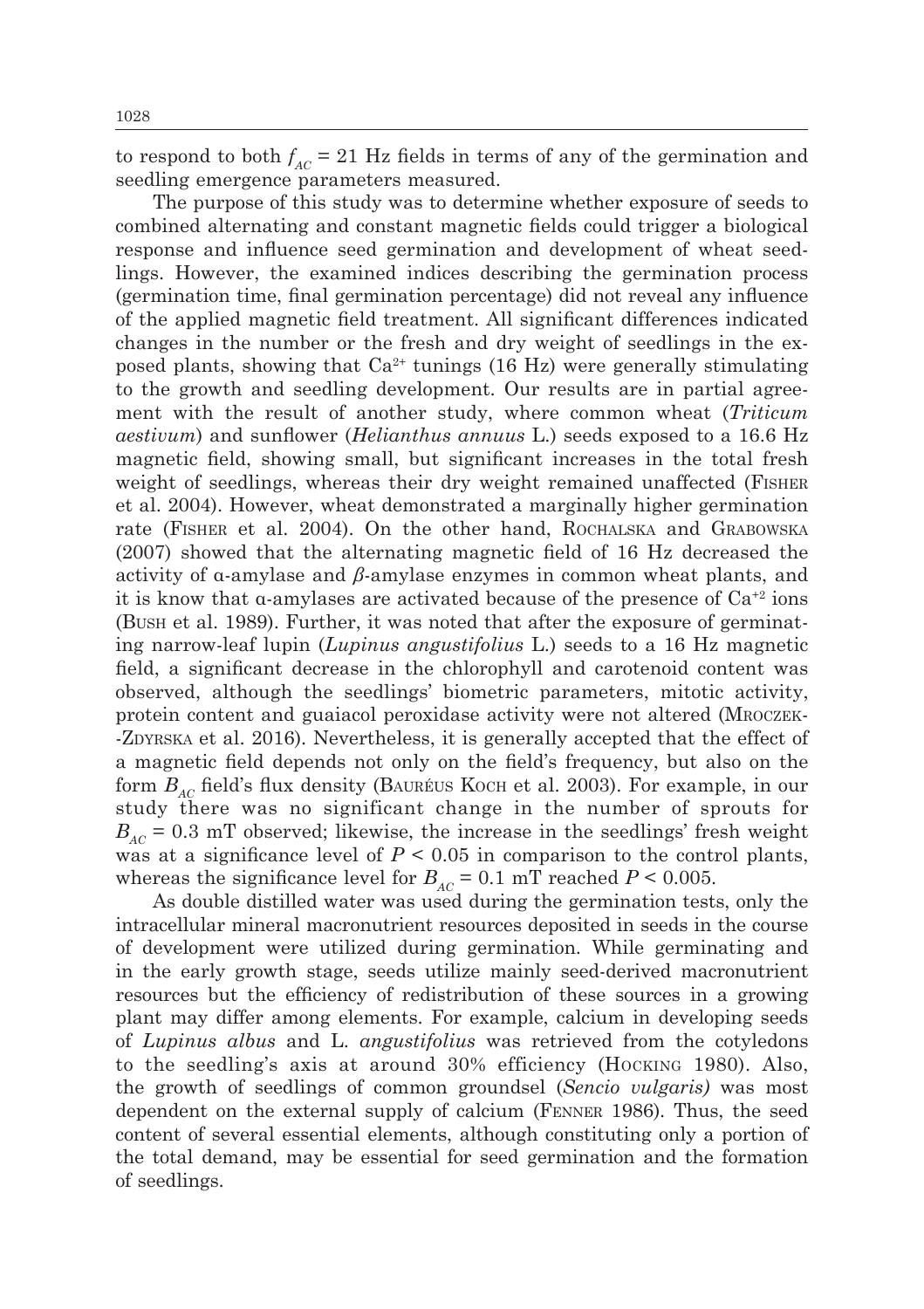to respond to both $f_{AC}$ = 21 Hz fields in terms of any of the germination and seedling emergence parameters measured.

The purpose of this study was to determine whether exposure of seeds to combined alternating and constant magnetic fields could trigger a biological response and influence seed germination and development of wheat seedlings. However, the examined indices describing the germination process (germination time, final germination percentage) did not reveal any influence of the applied magnetic field treatment. All significant differences indicated changes in the number or the fresh and dry weight of seedlings in the exposed plants, showing that $Ca^{2+}$ tunings (16 Hz) were generally stimulating to the growth and seedling development. Our results are in partial agreement with the result of another study, where common wheat (*Triticum aestivum*) and sunflower (*Helianthus annuus* L.) seeds exposed to a 16.6 Hz magnetic field, showing small, but significant increases in the total fresh weight of seedlings, whereas their dry weight remained unaffected (Fisher et al. 2004). However, wheat demonstrated a marginally higher germination rate (Fisher et al. 2004). On the other hand, Rochalska and Grabowska (2007) showed that the alternating magnetic field of 16 Hz decreased the activity of α-amylase and $\beta$-amylase enzymes in common wheat plants, and it is know that α-amylases are activated because of the presence of $Ca^{+2}$ ions (Bush et al. 1989). Further, it was noted that after the exposure of germinating narrow-leaf lupin (*Lupinus angustifolius* L.) seeds to a 16 Hz magnetic field, a significant decrease in the chlorophyll and carotenoid content was observed, although the seedlings' biometric parameters, mitotic activity, protein content and guaiacol peroxidase activity were not altered (Mroczek-Zdyrska et al. 2016). Nevertheless, it is generally accepted that the effect of a magnetic field depends not only on the field's frequency, but also on the form $B_{AC}$ field's flux density (Bauréus Koch et al. 2003). For example, in our study there was no significant change in the number of sprouts for $B_{AC}$ = 0.3 mT observed; likewise, the increase in the seedlings' fresh weight was at a significance level of $P < 0.05$ in comparison to the control plants, whereas the significance level for $B_{AC}$ = 0.1 mT reached $P < 0.005$.

As double distilled water was used during the germination tests, only the intracellular mineral macronutrient resources deposited in seeds in the course of development were utilized during germination. While germinating and in the early growth stage, seeds utilize mainly seed-derived macronutrient resources but the efficiency of redistribution of these sources in a growing plant may differ among elements. For example, calcium in developing seeds of *Lupinus albus* and L. *angustifolius* was retrieved from the cotyledons to the seedling's axis at around 30% efficiency (Hocking 1980). Also, the growth of seedlings of common groundsel (*Sencio vulgaris)* was most dependent on the external supply of calcium (Fenner 1986). Thus, the seed content of several essential elements, although constituting only a portion of the total demand, may be essential for seed germination and the formation of seedlings.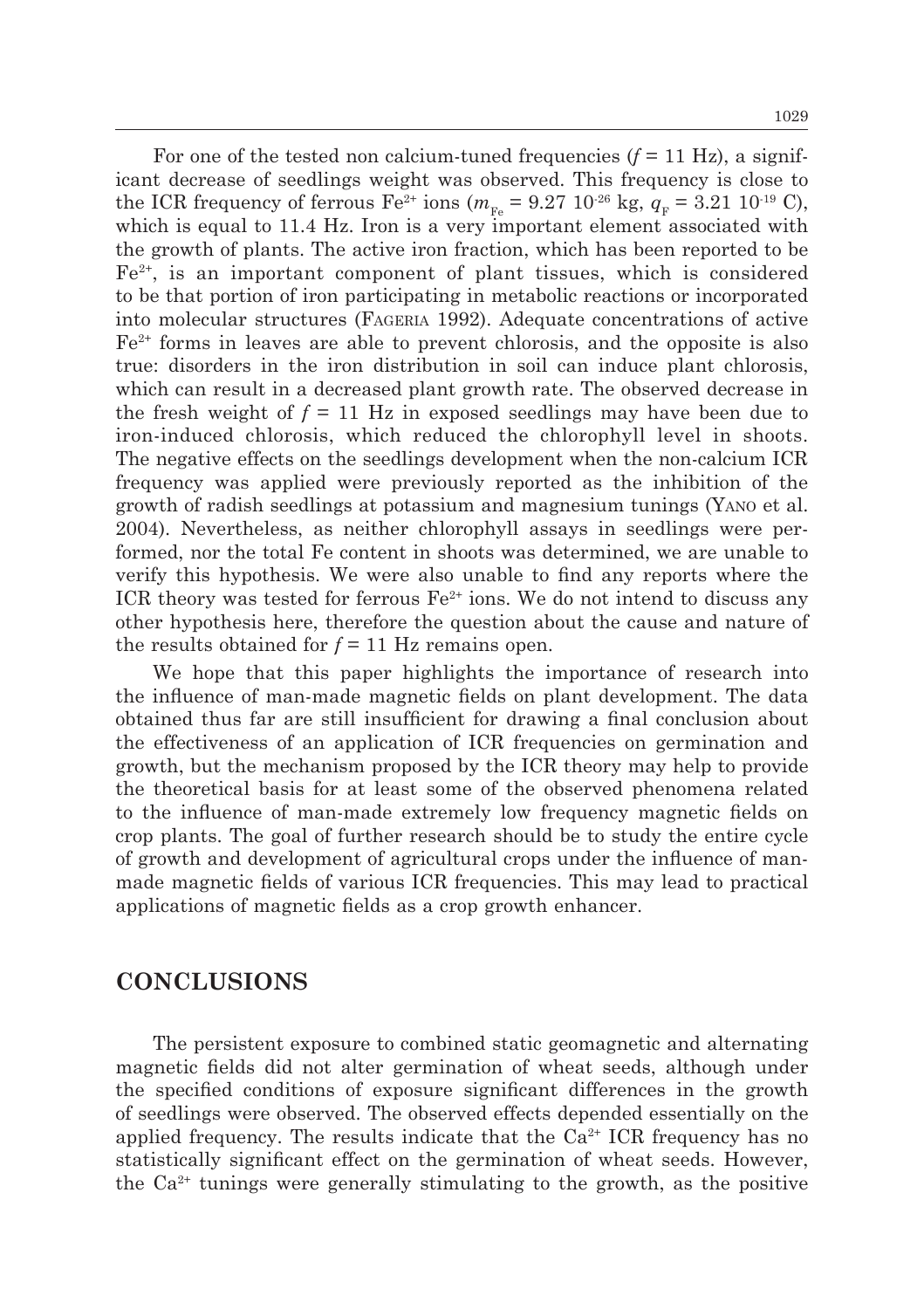For one of the tested non calcium-tuned frequencies ($f = 11$ Hz), a significant decrease of seedlings weight was observed. This frequency is close to the ICR frequency of ferrous $Fe^{2+}$ ions ($m_{Fe} = 9.27\ 10^{-26}$ kg, $q_F = 3.21\ 10^{-19}$ C), which is equal to 11.4 Hz. Iron is a very important element associated with the growth of plants. The active iron fraction, which has been reported to be $Fe^{2+}$, is an important component of plant tissues, which is considered to be that portion of iron participating in metabolic reactions or incorporated into molecular structures (Fageria 1992). Adequate concentrations of active $Fe^{2+}$ forms in leaves are able to prevent chlorosis, and the opposite is also true: disorders in the iron distribution in soil can induce plant chlorosis, which can result in a decreased plant growth rate. The observed decrease in the fresh weight of $f = 11$ Hz in exposed seedlings may have been due to iron-induced chlorosis, which reduced the chlorophyll level in shoots. The negative effects on the seedlings development when the non-calcium ICR frequency was applied were previously reported as the inhibition of the growth of radish seedlings at potassium and magnesium tunings (Yano et al. 2004). Nevertheless, as neither chlorophyll assays in seedlings were performed, nor the total Fe content in shoots was determined, we are unable to verify this hypothesis. We were also unable to find any reports where the ICR theory was tested for ferrous $Fe^{2+}$ ions. We do not intend to discuss any other hypothesis here, therefore the question about the cause and nature of the results obtained for $f = 11$ Hz remains open.

We hope that this paper highlights the importance of research into the influence of man-made magnetic fields on plant development. The data obtained thus far are still insufficient for drawing a final conclusion about the effectiveness of an application of ICR frequencies on germination and growth, but the mechanism proposed by the ICR theory may help to provide the theoretical basis for at least some of the observed phenomena related to the influence of man-made extremely low frequency magnetic fields on crop plants. The goal of further research should be to study the entire cycle of growth and development of agricultural crops under the influence of man-made magnetic fields of various ICR frequencies. This may lead to practical applications of magnetic fields as a crop growth enhancer.

## CONCLUSIONS

The persistent exposure to combined static geomagnetic and alternating magnetic fields did not alter germination of wheat seeds, although under the specified conditions of exposure significant differences in the growth of seedlings were observed. The observed effects depended essentially on the applied frequency. The results indicate that the $Ca^{2+}$ ICR frequency has no statistically significant effect on the germination of wheat seeds. However, the $Ca^{2+}$ tunings were generally stimulating to the growth, as the positive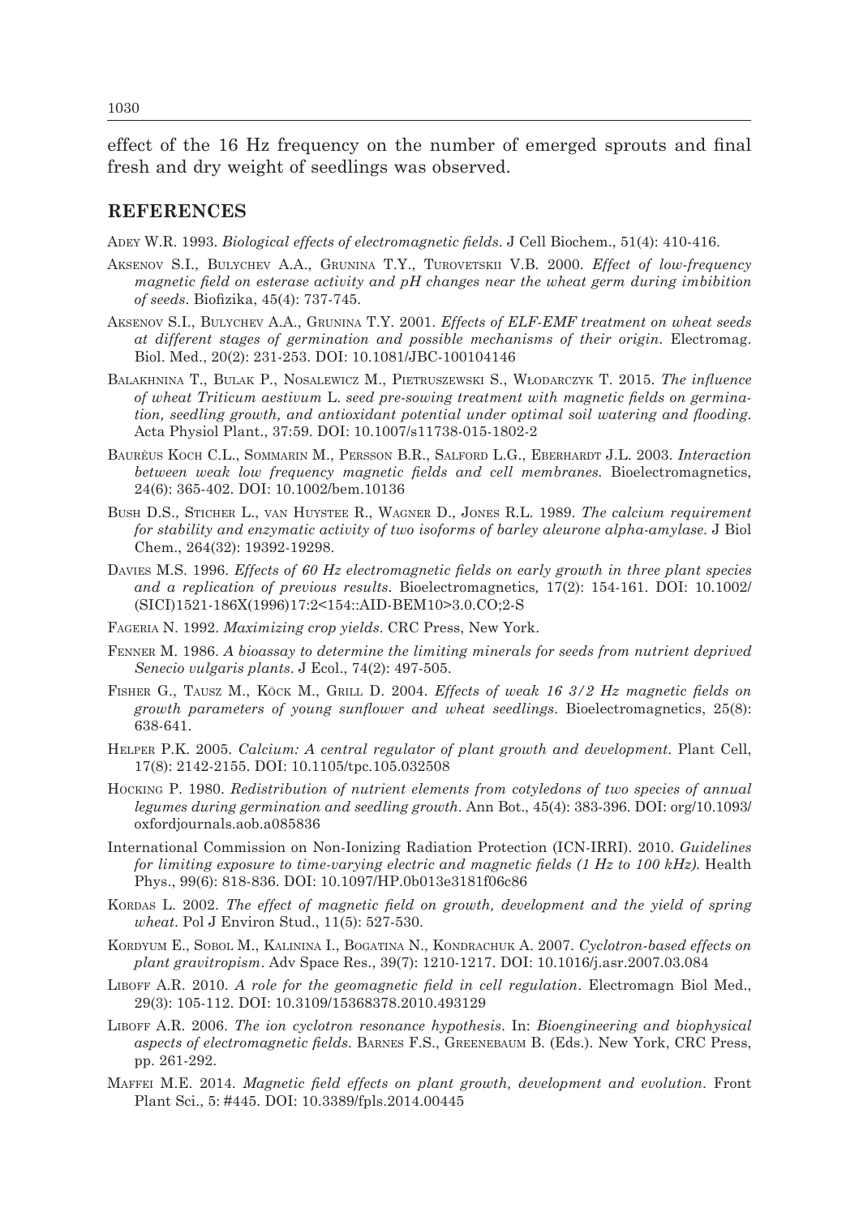effect of the 16 Hz frequency on the number of emerged sprouts and final fresh and dry weight of seedlings was observed.

## REFERENCES

Adey W.R. 1993. *Biological effects of electromagnetic fields*. J Cell Biochem., 51(4): 410-416.

Aksenov S.I., Bulychev A.A., Grunina T.Y., Turovetskii V.B. 2000. *Effect of low-frequency magnetic field on esterase activity and pH changes near the wheat germ during imbibition of seeds*. Biofizika, 45(4): 737-745.

Aksenov S.I., Bulychev A.A., Grunina T.Y. 2001. *Effects of ELF-EMF treatment on wheat seeds at different stages of germination and possible mechanisms of their origin*. Electromag. Biol. Med., 20(2): 231-253. DOI: 10.1081/JBC-100104146

Balakhnina T., Bulak P., Nosalewicz M., Pietruszewski S., Włodarczyk T. 2015. *The influence of wheat Triticum aestivum* L. *seed pre-sowing treatment with magnetic fields on germination, seedling growth, and antioxidant potential under optimal soil watering and flooding*. Acta Physiol Plant., 37:59. DOI: 10.1007/s11738-015-1802-2

Bauréus Koch C.L., Sommarin M., Persson B.R., Salford L.G., Eberhardt J.L. 2003. *Interaction between weak low frequency magnetic fields and cell membranes*. Bioelectromagnetics, 24(6): 365-402. DOI: 10.1002/bem.10136

Bush D.S., Sticher L., van Huystee R., Wagner D., Jones R.L. 1989. *The calcium requirement for stability and enzymatic activity of two isoforms of barley aleurone alpha-amylase*. J Biol Chem., 264(32): 19392-19298.

Davies M.S. 1996. *Effects of 60 Hz electromagnetic fields on early growth in three plant species and a replication of previous results*. Bioelectromagnetics, 17(2): 154-161. DOI: 10.1002/(SICI)1521-186X(1996)17:2<154::AID-BEM10>3.0.CO;2-S

Fageria N. 1992. *Maximizing crop yields*. CRC Press, New York.

Fenner M. 1986. *A bioassay to determine the limiting minerals for seeds from nutrient deprived Senecio vulgaris plants*. J Ecol., 74(2): 497-505.

Fisher G., Tausz M., Köck M., Grill D. 2004. *Effects of weak 16 3/2 Hz magnetic fields on growth parameters of young sunflower and wheat seedlings*. Bioelectromagnetics, 25(8): 638-641.

Helper P.K. 2005. *Calcium: A central regulator of plant growth and development*. Plant Cell, 17(8): 2142-2155. DOI: 10.1105/tpc.105.032508

Hocking P. 1980. *Redistribution of nutrient elements from cotyledons of two species of annual legumes during germination and seedling growth*. Ann Bot., 45(4): 383-396. DOI: org/10.1093/oxfordjournals.aob.a085836

International Commission on Non-Ionizing Radiation Protection (ICN-IRRI). 2010. *Guidelines for limiting exposure to time-varying electric and magnetic fields (1 Hz to 100 kHz)*. Health Phys., 99(6): 818-836. DOI: 10.1097/HP.0b013e3181f06c86

Kordas L. 2002. *The effect of magnetic field on growth, development and the yield of spring wheat*. Pol J Environ Stud., 11(5): 527-530.

Kordyum E., Sobol M., Kalinina I., Bogatina N., Kondrachuk A. 2007. *Cyclotron-based effects on plant gravitropism*. Adv Space Res., 39(7): 1210-1217. DOI: 10.1016/j.asr.2007.03.084

Liboff A.R. 2010. *A role for the geomagnetic field in cell regulation*. Electromagn Biol Med., 29(3): 105-112. DOI: 10.3109/15368378.2010.493129

Liboff A.R. 2006. *The ion cyclotron resonance hypothesis*. In: *Bioengineering and biophysical aspects of electromagnetic fields*. Barnes F.S., Greenebaum B. (Eds.). New York, CRC Press, pp. 261-292.

Maffei M.E. 2014. *Magnetic field effects on plant growth, development and evolution*. Front Plant Sci., 5: #445. DOI: 10.3389/fpls.2014.00445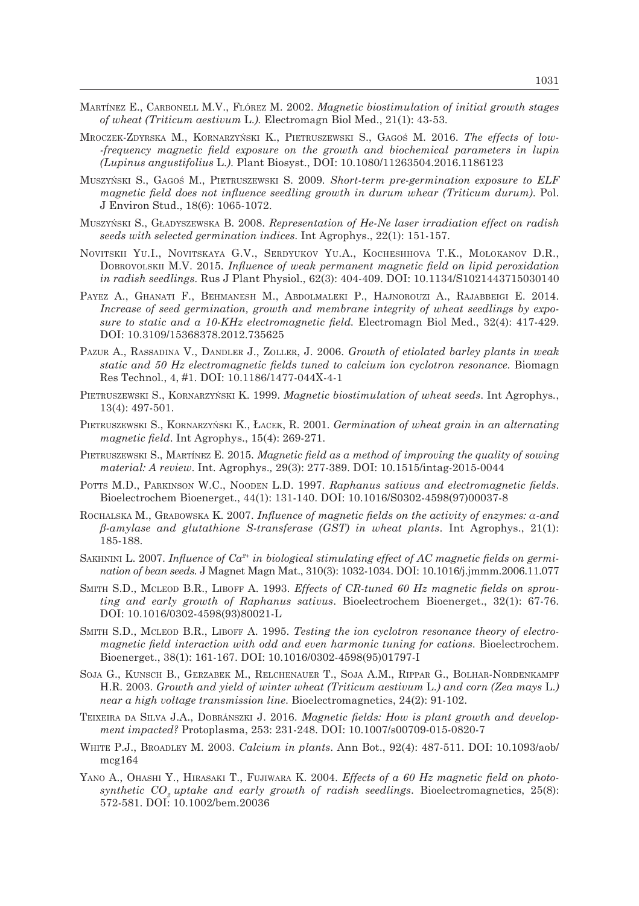Martínez E., Carbonell M.V., Flórez M. 2002. *Magnetic biostimulation of initial growth stages of wheat (Triticum aestivum* L.*).* Electromagn Biol Med., 21(1): 43-53.

Mroczek-Zdyrska M., Kornarzyński K., Pietruszewski S., Gagoś M. 2016. *The effects of low--frequency magnetic field exposure on the growth and biochemical parameters in lupin (Lupinus angustifolius* L.*).* Plant Biosyst., DOI: 10.1080/11263504.2016.1186123

Muszyński S., Gagoś M., Pietruszewski S. 2009. *Short-term pre-germination exposure to ELF magnetic field does not influence seedling growth in durum whear (Triticum durum).* Pol. J Environ Stud., 18(6): 1065-1072.

Muszyński S., Gładyszewska B. 2008. *Representation of He-Ne laser irradiation effect on radish seeds with selected germination indices.* Int Agrophys., 22(1): 151-157.

Novitskii Yu.I., Novitskaya G.V., Serdyukov Yu.A., Kocheshhova T.K., Molokanov D.R., Dobrovolskii M.V. 2015. *Influence of weak permanent magnetic field on lipid peroxidation in radish seedlings.* Rus J Plant Physiol., 62(3): 404-409. DOI: 10.1134/S1021443715030140

Payez A., Ghanati F., Behmanesh M., Abdolmaleki P., Hajnorouzi A., Rajabbeigi E. 2014. *Increase of seed germination, growth and membrane integrity of wheat seedlings by exposure to static and a 10-KHz electromagnetic field.* Electromagn Biol Med., 32(4): 417-429. DOI: 10.3109/15368378.2012.735625

Pazur A., Rassadina V., Dandler J., Zoller, J. 2006. *Growth of etiolated barley plants in weak static and 50 Hz electromagnetic fields tuned to calcium ion cyclotron resonance.* Biomagn Res Technol., 4, #1. DOI: 10.1186/1477-044X-4-1

Pietruszewski S., Kornarzyński K. 1999. *Magnetic biostimulation of wheat seeds*. Int Agrophys., 13(4): 497-501.

Pietruszewski S., Kornarzyński K., Łacek, R. 2001. *Germination of wheat grain in an alternating magnetic field*. Int Agrophys., 15(4): 269-271.

Pietruszewski S., Martínez E. 2015. *Magnetic field as a method of improving the quality of sowing material: A review*. Int. Agrophys.*,* 29(3): 277-389. DOI: 10.1515/intag-2015-0044

Potts M.D., Parkinson W.C., Nooden L.D. 1997. *Raphanus sativus and electromagnetic fields*. Bioelectrochem Bioenerget., 44(1): 131-140. DOI: 10.1016/S0302-4598(97)00037-8

Rochalska M., Grabowska K. 2007. *Influence of magnetic fields on the activity of enzymes: α-and β-amylase and glutathione S-transferase (GST) in wheat plants*. Int Agrophys., 21(1): 185-188.

Sakhnini L. 2007. *Influence of $Ca^{2+}$ in biological stimulating effect of AC magnetic fields on germination of bean seeds.* J Magnet Magn Mat., 310(3): 1032-1034. DOI: 10.1016/j.jmmm.2006.11.077

Smith S.D., Mcleod B.R., Liboff A. 1993. *Effects of CR-tuned 60 Hz magnetic fields on sprouting and early growth of Raphanus sativus*. Bioelectrochem Bioenerget., 32(1): 67-76. DOI: 10.1016/0302-4598(93)80021-L

Smith S.D., Mcleod B.R., Liboff A. 1995. *Testing the ion cyclotron resonance theory of electromagnetic field interaction with odd and even harmonic tuning for cations.* Bioelectrochem. Bioenerget., 38(1): 161-167. DOI: 10.1016/0302-4598(95)01797-I

Soja G., Kunsch B., Gerzabek M., Relchenauer T., Soja A.M., Rippar G., Bolhar-Nordenkampf H.R. 2003. *Growth and yield of winter wheat (Triticum aestivum* L.*) and corn (Zea mays* L.*) near a high voltage transmission line*. Bioelectromagnetics, 24(2): 91-102.

Teixeira da Silva J.A., Dobránszki J. 2016. *Magnetic fields: How is plant growth and development impacted?* Protoplasma, 253: 231-248. DOI: 10.1007/s00709-015-0820-7

White P.J., Broadley M. 2003. *Calcium in plants*. Ann Bot., 92(4): 487-511. DOI: 10.1093/aob/mcg164

Yano A., Ohashi Y., Hirasaki T., Fujiwara K. 2004. *Effects of a 60 Hz magnetic field on photosynthetic $CO_2$ uptake and early growth of radish seedlings*. Bioelectromagnetics, 25(8): 572-581. DOI: 10.1002/bem.20036